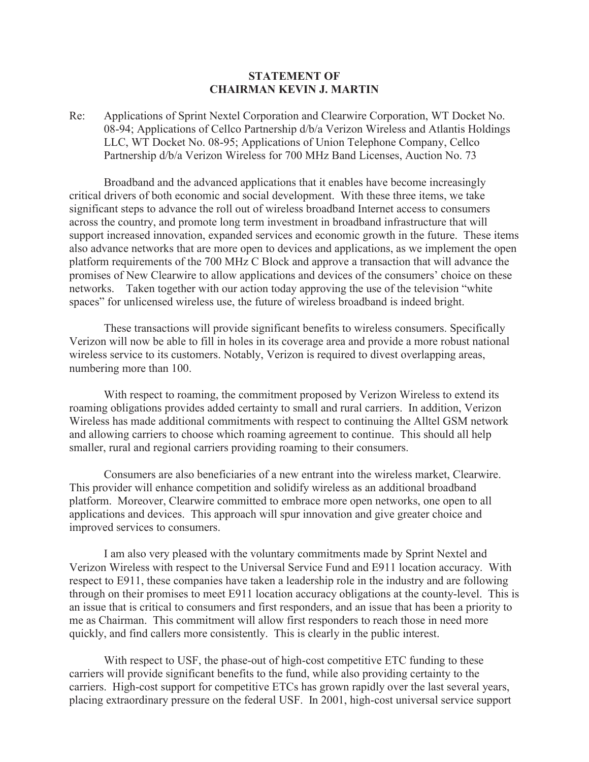**STATEMENT OF**
**CHAIRMAN KEVIN J. MARTIN**

Re: Applications of Sprint Nextel Corporation and Clearwire Corporation, WT Docket No. 08-94; Applications of Cellco Partnership d/b/a Verizon Wireless and Atlantis Holdings LLC, WT Docket No. 08-95; Applications of Union Telephone Company, Cellco Partnership d/b/a Verizon Wireless for 700 MHz Band Licenses, Auction No. 73

Broadband and the advanced applications that it enables have become increasingly critical drivers of both economic and social development. With these three items, we take significant steps to advance the roll out of wireless broadband Internet access to consumers across the country, and promote long term investment in broadband infrastructure that will support increased innovation, expanded services and economic growth in the future. These items also advance networks that are more open to devices and applications, as we implement the open platform requirements of the 700 MHz C Block and approve a transaction that will advance the promises of New Clearwire to allow applications and devices of the consumers' choice on these networks. Taken together with our action today approving the use of the television "white spaces" for unlicensed wireless use, the future of wireless broadband is indeed bright.

These transactions will provide significant benefits to wireless consumers. Specifically Verizon will now be able to fill in holes in its coverage area and provide a more robust national wireless service to its customers. Notably, Verizon is required to divest overlapping areas, numbering more than 100.

With respect to roaming, the commitment proposed by Verizon Wireless to extend its roaming obligations provides added certainty to small and rural carriers. In addition, Verizon Wireless has made additional commitments with respect to continuing the Alltel GSM network and allowing carriers to choose which roaming agreement to continue. This should all help smaller, rural and regional carriers providing roaming to their consumers.

Consumers are also beneficiaries of a new entrant into the wireless market, Clearwire. This provider will enhance competition and solidify wireless as an additional broadband platform. Moreover, Clearwire committed to embrace more open networks, one open to all applications and devices. This approach will spur innovation and give greater choice and improved services to consumers.

I am also very pleased with the voluntary commitments made by Sprint Nextel and Verizon Wireless with respect to the Universal Service Fund and E911 location accuracy. With respect to E911, these companies have taken a leadership role in the industry and are following through on their promises to meet E911 location accuracy obligations at the county-level. This is an issue that is critical to consumers and first responders, and an issue that has been a priority to me as Chairman. This commitment will allow first responders to reach those in need more quickly, and find callers more consistently. This is clearly in the public interest.

With respect to USF, the phase-out of high-cost competitive ETC funding to these carriers will provide significant benefits to the fund, while also providing certainty to the carriers. High-cost support for competitive ETCs has grown rapidly over the last several years, placing extraordinary pressure on the federal USF. In 2001, high-cost universal service support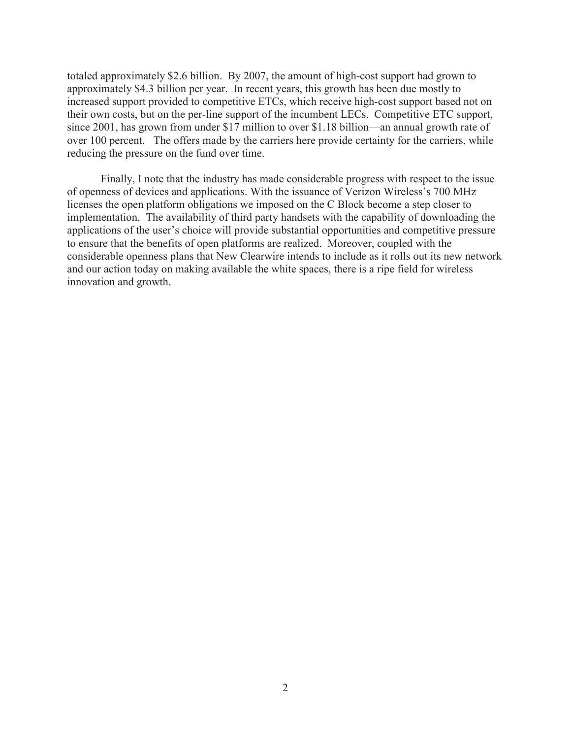totaled approximately \$2.6 billion. By 2007, the amount of high-cost support had grown to approximately \$4.3 billion per year. In recent years, this growth has been due mostly to increased support provided to competitive ETCs, which receive high-cost support based not on their own costs, but on the per-line support of the incumbent LECs. Competitive ETC support, since 2001, has grown from under \$17 million to over \$1.18 billion—an annual growth rate of over 100 percent. The offers made by the carriers here provide certainty for the carriers, while reducing the pressure on the fund over time.

Finally, I note that the industry has made considerable progress with respect to the issue of openness of devices and applications. With the issuance of Verizon Wireless's 700 MHz licenses the open platform obligations we imposed on the C Block become a step closer to implementation. The availability of third party handsets with the capability of downloading the applications of the user's choice will provide substantial opportunities and competitive pressure to ensure that the benefits of open platforms are realized. Moreover, coupled with the considerable openness plans that New Clearwire intends to include as it rolls out its new network and our action today on making available the white spaces, there is a ripe field for wireless innovation and growth.